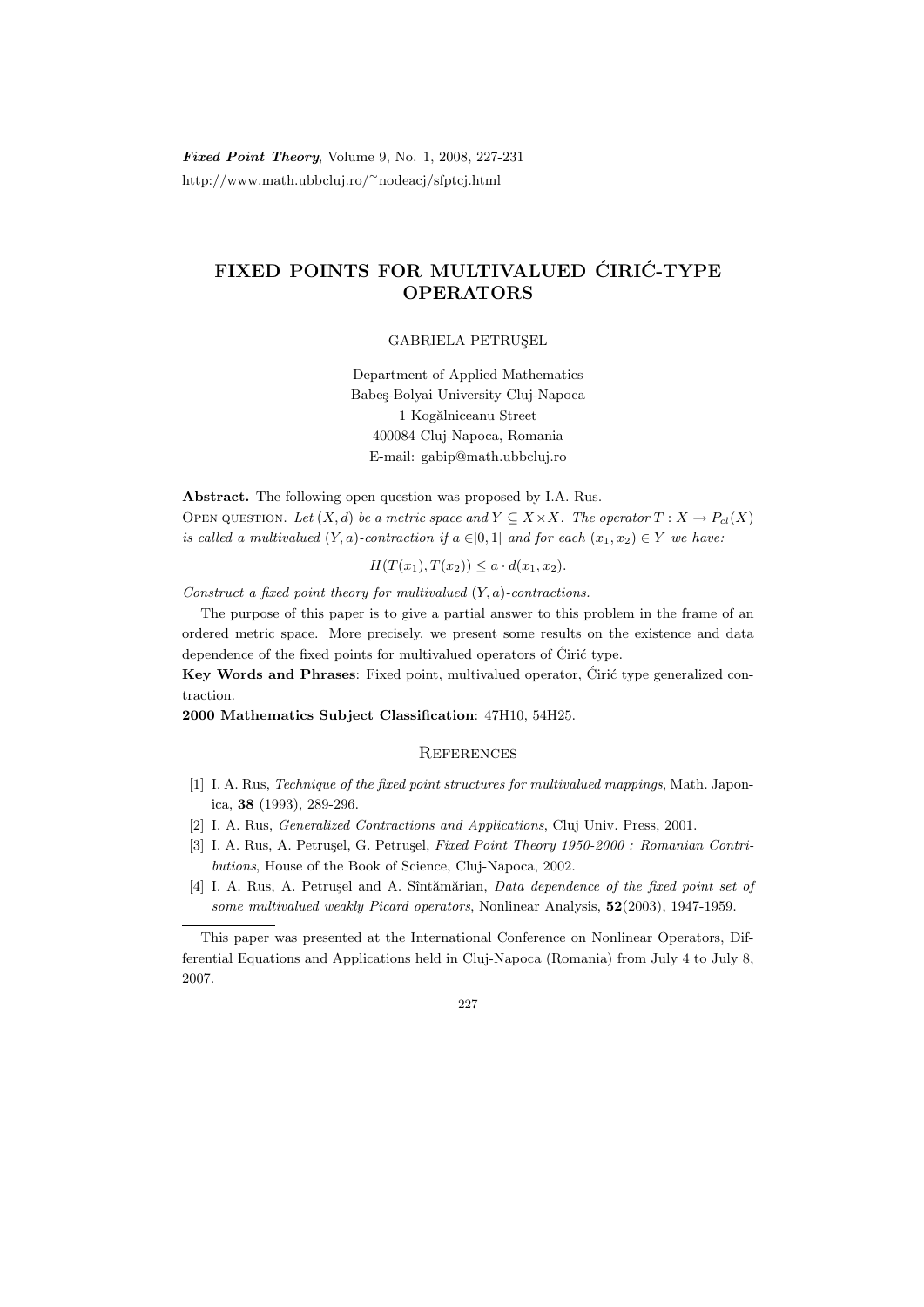# FIXED POINTS FOR MULTIVALUED ĆIRIĆ-TYPE OPERATORS

GABRIELA PETRUŞEL

Department of Applied Mathematics
Babeş-Bolyai University Cluj-Napoca
1 Kogălniceanu Street
400084 Cluj-Napoca, Romania
E-mail: gabip@math.ubbcluj.ro

**Abstract.** The following open question was proposed by I.A. Rus.
OPEN QUESTION. *Let $(X, d)$ be a metric space and $Y \subseteq X \times X$. The operator $T : X \to P_{cl}(X)$ is called a multivalued $(Y, a)$-contraction if $a \in ]0, 1[$ and for each $(x_1, x_2) \in Y$ we have:*

$$H(T(x_1), T(x_2)) \leq a \cdot d(x_1, x_2).$$

*Construct a fixed point theory for multivalued $(Y, a)$-contractions.*

The purpose of this paper is to give a partial answer to this problem in the frame of an ordered metric space. More precisely, we present some results on the existence and data dependence of the fixed points for multivalued operators of Ćirić type.

**Key Words and Phrases**: Fixed point, multivalued operator, Ćirić type generalized contraction.

**2000 Mathematics Subject Classification**: 47H10, 54H25.

## References

[1] I. A. Rus, *Technique of the fixed point structures for multivalued mappings*, Math. Japonica, **38** (1993), 289-296.

[2] I. A. Rus, *Generalized Contractions and Applications*, Cluj Univ. Press, 2001.

[3] I. A. Rus, A. Petruşel, G. Petruşel, *Fixed Point Theory 1950-2000 : Romanian Contributions*, House of the Book of Science, Cluj-Napoca, 2002.

[4] I. A. Rus, A. Petruşel and A. Sîntămărian, *Data dependence of the fixed point set of some multivalued weakly Picard operators*, Nonlinear Analysis, **52**(2003), 1947-1959.

---

This paper was presented at the International Conference on Nonlinear Operators, Differential Equations and Applications held in Cluj-Napoca (Romania) from July 4 to July 8, 2007.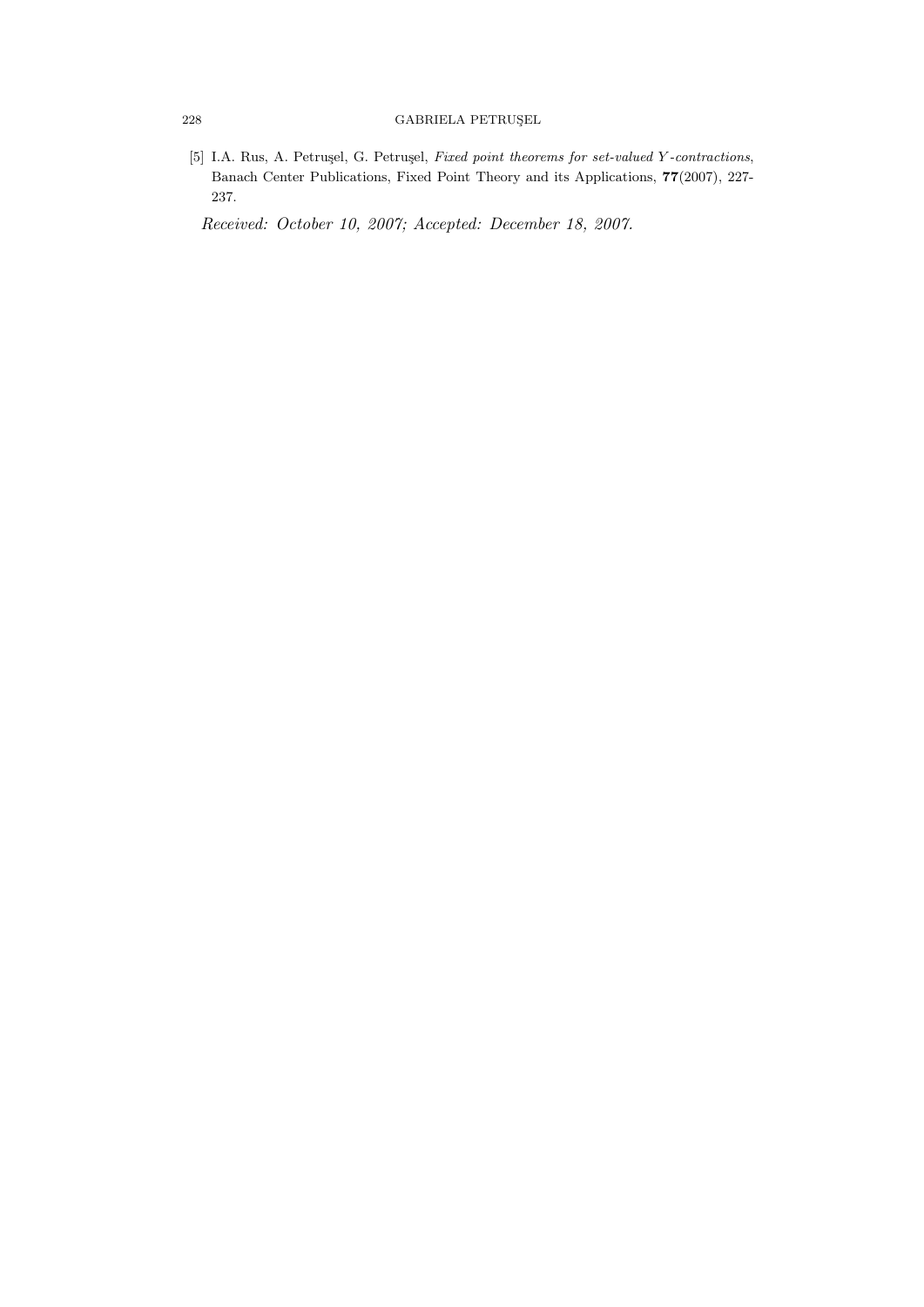[5] I.A. Rus, A. Petruşel, G. Petruşel, *Fixed point theorems for set-valued $Y$-contractions*, Banach Center Publications, Fixed Point Theory and its Applications, **77**(2007), 227-237.

*Received: October 10, 2007; Accepted: December 18, 2007.*